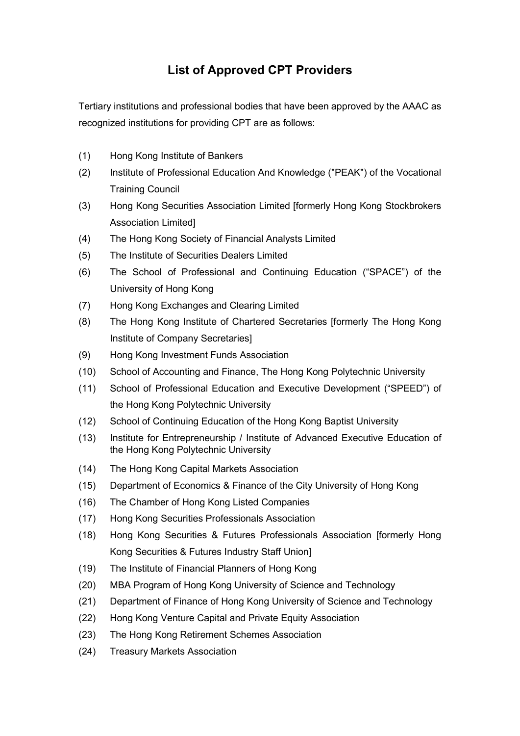# List of Approved CPT Providers

Tertiary institutions and professional bodies that have been approved by the AAAC as recognized institutions for providing CPT are as follows:

(1) Hong Kong Institute of Bankers

(2) Institute of Professional Education And Knowledge ("PEAK") of the Vocational Training Council

(3) Hong Kong Securities Association Limited [formerly Hong Kong Stockbrokers Association Limited]

(4) The Hong Kong Society of Financial Analysts Limited

(5) The Institute of Securities Dealers Limited

(6) The School of Professional and Continuing Education ("SPACE") of the University of Hong Kong

(7) Hong Kong Exchanges and Clearing Limited

(8) The Hong Kong Institute of Chartered Secretaries [formerly The Hong Kong Institute of Company Secretaries]

(9) Hong Kong Investment Funds Association

(10) School of Accounting and Finance, The Hong Kong Polytechnic University

(11) School of Professional Education and Executive Development ("SPEED") of the Hong Kong Polytechnic University

(12) School of Continuing Education of the Hong Kong Baptist University

(13) Institute for Entrepreneurship / Institute of Advanced Executive Education of the Hong Kong Polytechnic University

(14) The Hong Kong Capital Markets Association

(15) Department of Economics & Finance of the City University of Hong Kong

(16) The Chamber of Hong Kong Listed Companies

(17) Hong Kong Securities Professionals Association

(18) Hong Kong Securities & Futures Professionals Association [formerly Hong Kong Securities & Futures Industry Staff Union]

(19) The Institute of Financial Planners of Hong Kong

(20) MBA Program of Hong Kong University of Science and Technology

(21) Department of Finance of Hong Kong University of Science and Technology

(22) Hong Kong Venture Capital and Private Equity Association

(23) The Hong Kong Retirement Schemes Association

(24) Treasury Markets Association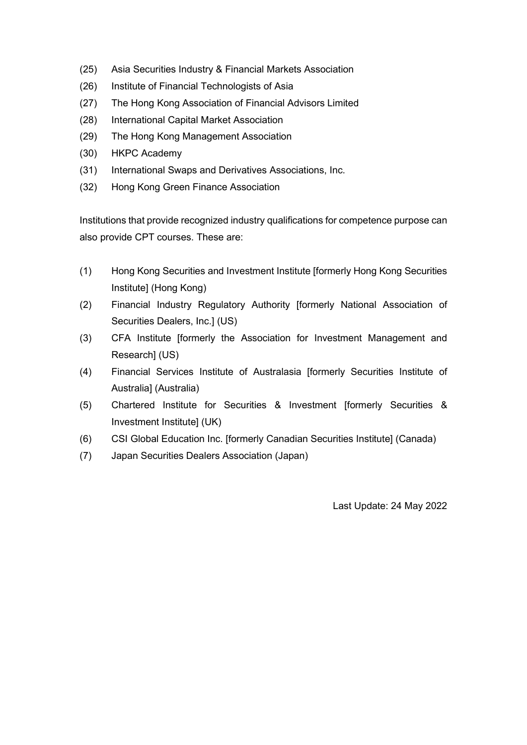(25) Asia Securities Industry & Financial Markets Association

(26) Institute of Financial Technologists of Asia

(27) The Hong Kong Association of Financial Advisors Limited

(28) International Capital Market Association

(29) The Hong Kong Management Association

(30) HKPC Academy

(31) International Swaps and Derivatives Associations, Inc.

(32) Hong Kong Green Finance Association

Institutions that provide recognized industry qualifications for competence purpose can also provide CPT courses. These are:

(1) Hong Kong Securities and Investment Institute [formerly Hong Kong Securities Institute] (Hong Kong)

(2) Financial Industry Regulatory Authority [formerly National Association of Securities Dealers, Inc.] (US)

(3) CFA Institute [formerly the Association for Investment Management and Research] (US)

(4) Financial Services Institute of Australasia [formerly Securities Institute of Australia] (Australia)

(5) Chartered Institute for Securities & Investment [formerly Securities & Investment Institute] (UK)

(6) CSI Global Education Inc. [formerly Canadian Securities Institute] (Canada)

(7) Japan Securities Dealers Association (Japan)

Last Update: 24 May 2022